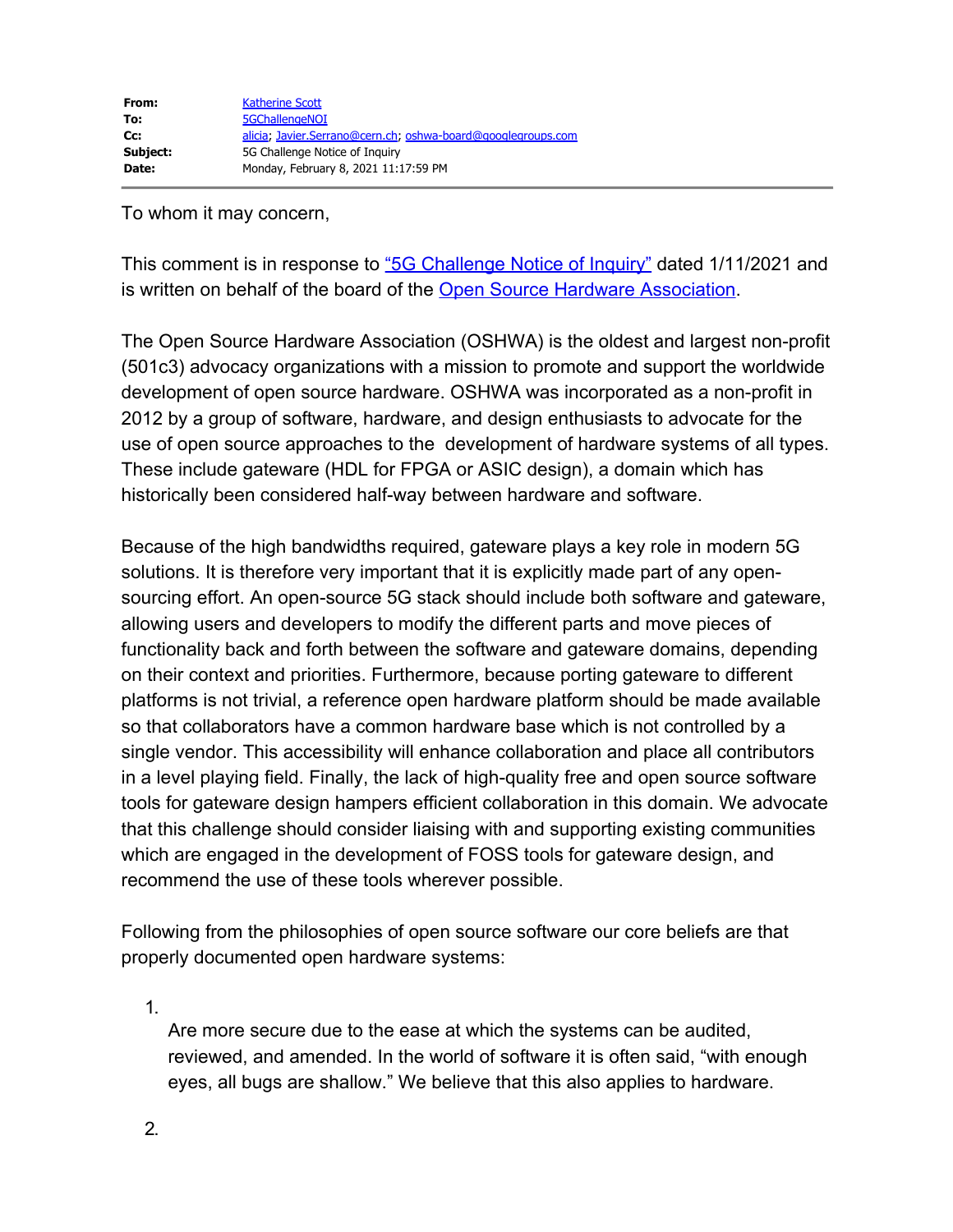**From:** Katherine Scott
**To:** 5GChallengeNOI
**Cc:** alicia; Javier.Serrano@cern.ch; oshwa-board@googlegroups.com
**Subject:** 5G Challenge Notice of Inquiry
**Date:** Monday, February 8, 2021 11:17:59 PM

---

To whom it may concern,

This comment is in response to "5G Challenge Notice of Inquiry" dated 1/11/2021 and is written on behalf of the board of the Open Source Hardware Association.

The Open Source Hardware Association (OSHWA) is the oldest and largest non-profit (501c3) advocacy organizations with a mission to promote and support the worldwide development of open source hardware. OSHWA was incorporated as a non-profit in 2012 by a group of software, hardware, and design enthusiasts to advocate for the use of open source approaches to the development of hardware systems of all types. These include gateware (HDL for FPGA or ASIC design), a domain which has historically been considered half-way between hardware and software.

Because of the high bandwidths required, gateware plays a key role in modern 5G solutions. It is therefore very important that it is explicitly made part of any open-sourcing effort. An open-source 5G stack should include both software and gateware, allowing users and developers to modify the different parts and move pieces of functionality back and forth between the software and gateware domains, depending on their context and priorities. Furthermore, because porting gateware to different platforms is not trivial, a reference open hardware platform should be made available so that collaborators have a common hardware base which is not controlled by a single vendor. This accessibility will enhance collaboration and place all contributors in a level playing field. Finally, the lack of high-quality free and open source software tools for gateware design hampers efficient collaboration in this domain. We advocate that this challenge should consider liaising with and supporting existing communities which are engaged in the development of FOSS tools for gateware design, and recommend the use of these tools wherever possible.

Following from the philosophies of open source software our core beliefs are that properly documented open hardware systems:

1. Are more secure due to the ease at which the systems can be audited, reviewed, and amended. In the world of software it is often said, "with enough eyes, all bugs are shallow." We believe that this also applies to hardware.

2.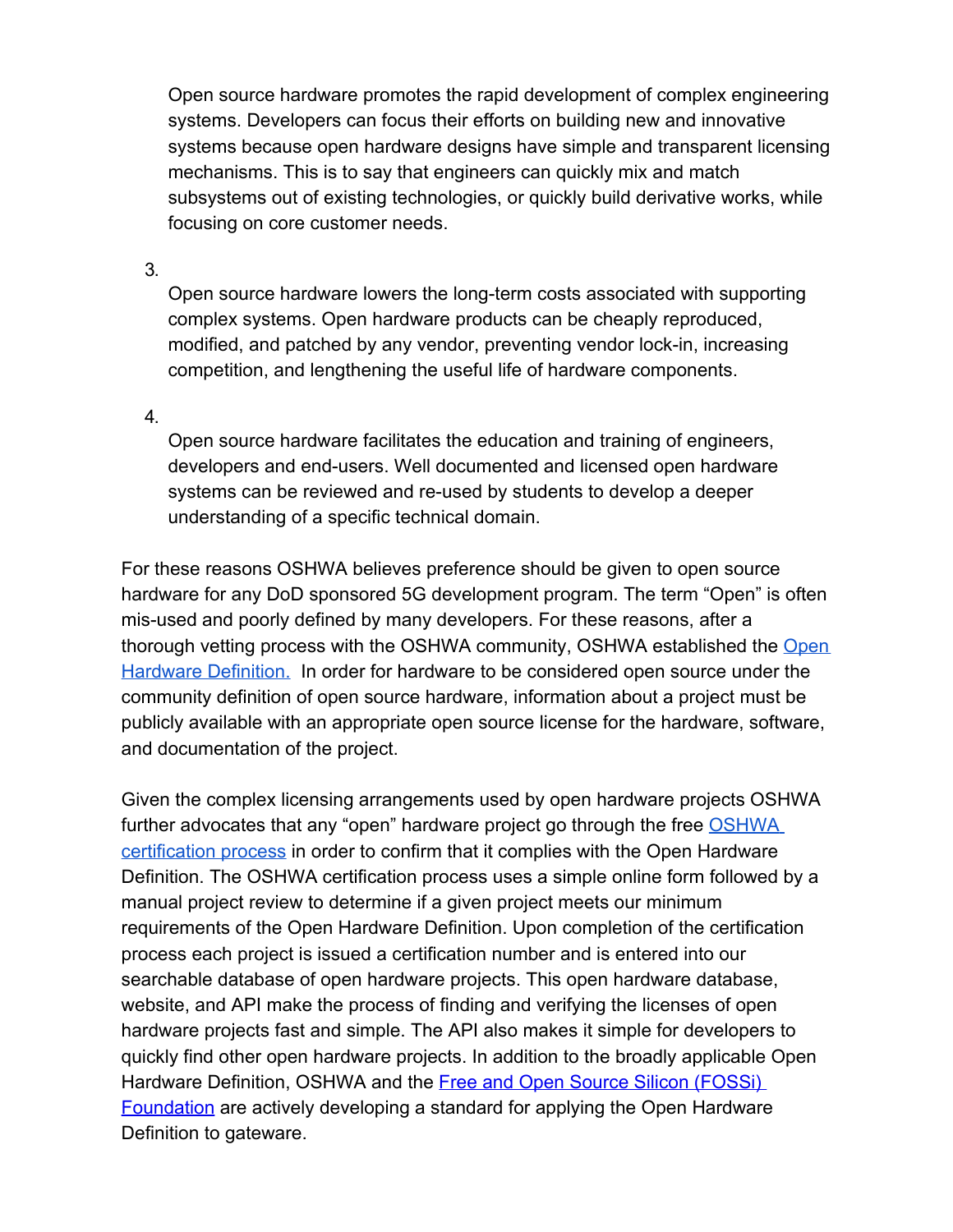Open source hardware promotes the rapid development of complex engineering systems. Developers can focus their efforts on building new and innovative systems because open hardware designs have simple and transparent licensing mechanisms. This is to say that engineers can quickly mix and match subsystems out of existing technologies, or quickly build derivative works, while focusing on core customer needs.

3. Open source hardware lowers the long-term costs associated with supporting complex systems. Open hardware products can be cheaply reproduced, modified, and patched by any vendor, preventing vendor lock-in, increasing competition, and lengthening the useful life of hardware components.

4. Open source hardware facilitates the education and training of engineers, developers and end-users. Well documented and licensed open hardware systems can be reviewed and re-used by students to develop a deeper understanding of a specific technical domain.

For these reasons OSHWA believes preference should be given to open source hardware for any DoD sponsored 5G development program. The term "Open" is often mis-used and poorly defined by many developers. For these reasons, after a thorough vetting process with the OSHWA community, OSHWA established the Open Hardware Definition. In order for hardware to be considered open source under the community definition of open source hardware, information about a project must be publicly available with an appropriate open source license for the hardware, software, and documentation of the project.

Given the complex licensing arrangements used by open hardware projects OSHWA further advocates that any "open" hardware project go through the free OSHWA certification process in order to confirm that it complies with the Open Hardware Definition. The OSHWA certification process uses a simple online form followed by a manual project review to determine if a given project meets our minimum requirements of the Open Hardware Definition. Upon completion of the certification process each project is issued a certification number and is entered into our searchable database of open hardware projects. This open hardware database, website, and API make the process of finding and verifying the licenses of open hardware projects fast and simple. The API also makes it simple for developers to quickly find other open hardware projects. In addition to the broadly applicable Open Hardware Definition, OSHWA and the Free and Open Source Silicon (FOSSi) Foundation are actively developing a standard for applying the Open Hardware Definition to gateware.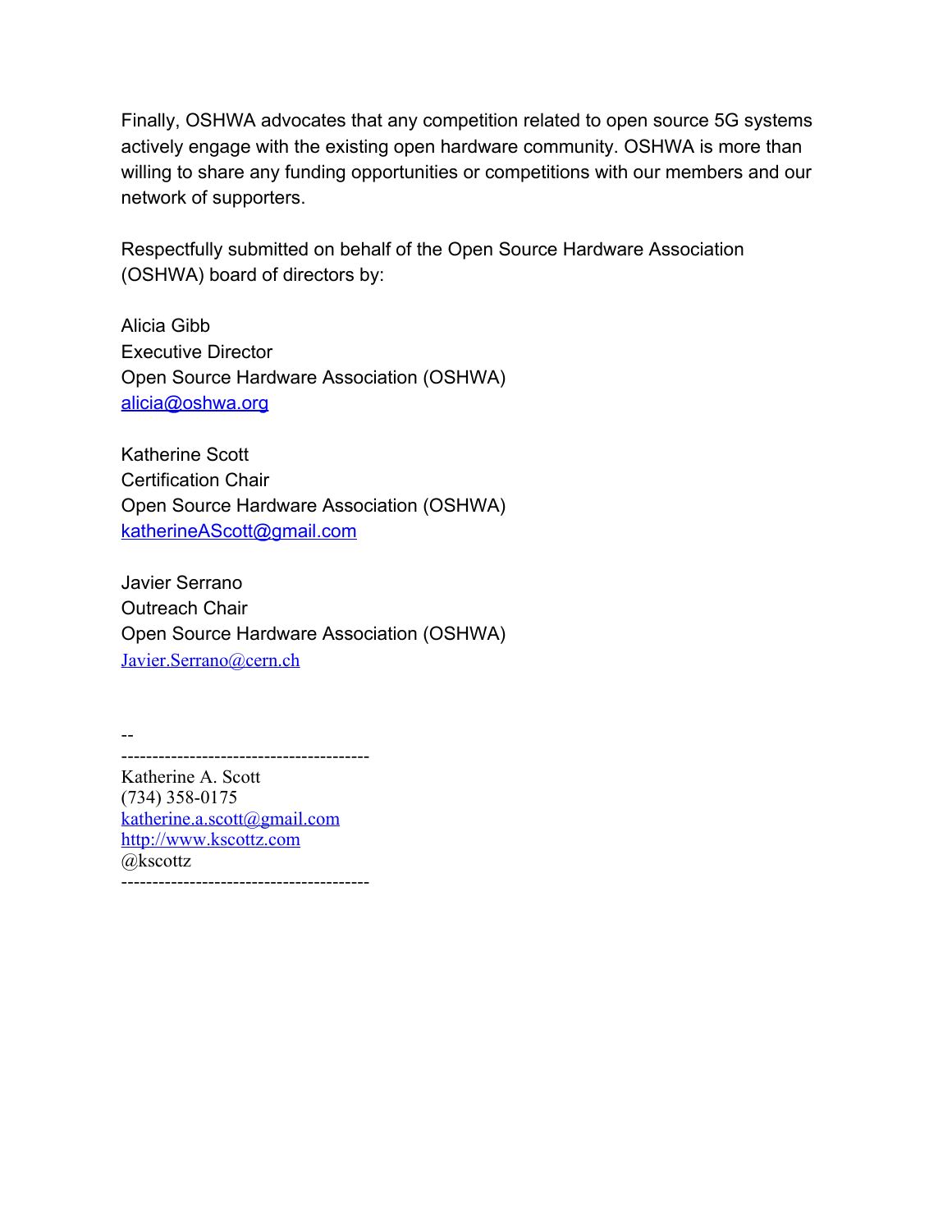Finally, OSHWA advocates that any competition related to open source 5G systems actively engage with the existing open hardware community. OSHWA is more than willing to share any funding opportunities or competitions with our members and our network of supporters.

Respectfully submitted on behalf of the Open Source Hardware Association (OSHWA) board of directors by:

Alicia Gibb
Executive Director
Open Source Hardware Association (OSHWA)
alicia@oshwa.org

Katherine Scott
Certification Chair
Open Source Hardware Association (OSHWA)
katherineAScott@gmail.com

Javier Serrano
Outreach Chair
Open Source Hardware Association (OSHWA)
Javier.Serrano@cern.ch

--
---------------------------------------
Katherine A. Scott
(734) 358-0175
katherine.a.scott@gmail.com
http://www.kscottz.com
@kscottz
---------------------------------------